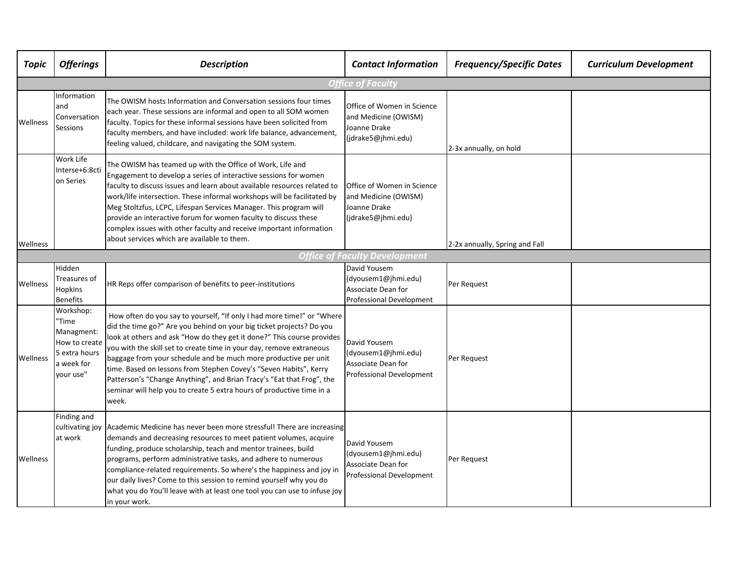| *Topic* | *Offerings* | *Description* | *Contact Information* | *Frequency/Specific Dates* | *Curriculum Development* |
|---|---|---|---|---|---|
| ***Office of Faculty*** | | | | | |
| Wellness | Information and Conversation Sessions | The OWISM hosts Information and Conversation sessions four times each year. These sessions are informal and open to all SOM women faculty. Topics for these informal sessions have been solicited from faculty members, and have included: work life balance, advancement, feeling valued, childcare, and navigating the SOM system. | Office of Women in Science and Medicine (OWISM) Joanne Drake (jdrake5@jhmi.edu) | 2-3x annually, on hold | |
| Wellness | Work Life Interse+6:8ction Series | The OWISM has teamed up with the Office of Work, Life and Engagement to develop a series of interactive sessions for women faculty to discuss issues and learn about available resources related to work/life intersection. These informal workshops will be facilitated by Meg Stoltzfus, LCPC, Lifespan Services Manager. This program will provide an interactive forum for women faculty to discuss these complex issues with other faculty and receive important information about services which are available to them. | Office of Women in Science and Medicine (OWISM) Joanne Drake (jdrake5@jhmi.edu) | 2-2x annually, Spring and Fall | |
| ***Office of Faculty Development*** | | | | | |
| Wellness | Hidden Treasures of Hopkins Benefits | HR Reps offer comparison of benefits to peer-institutions | David Yousem (dyousem1@jhmi.edu) Associate Dean for Professional Development | Per Request | |
| Wellness | Workshop: "Time Managment: How to create 5 extra hours a week for your use" | How often do you say to yourself, "If only I had more time!" or "Where did the time go?" Are you behind on your big ticket projects? Do you look at others and ask "How do they get it done?" This course provides you with the skill set to create time in your day, remove extraneous baggage from your schedule and be much more productive per unit time. Based on lessons from Stephen Covey's "Seven Habits", Kerry Patterson's "Change Anything", and Brian Tracy's "Eat that Frog", the seminar will help you to create 5 extra hours of productive time in a week. | David Yousem (dyousem1@jhmi.edu) Associate Dean for Professional Development | Per Request | |
| Wellness | Finding and cultivating joy at work | Academic Medicine has never been more stressful! There are increasing demands and decreasing resources to meet patient volumes, acquire funding, produce scholarship, teach and mentor trainees, build programs, perform administrative tasks, and adhere to numerous compliance-related requirements. So where's the happiness and joy in our daily lives? Come to this session to remind yourself why you do what you do You'll leave with at least one tool you can use to infuse joy in your work. | David Yousem (dyousem1@jhmi.edu) Associate Dean for Professional Development | Per Request | |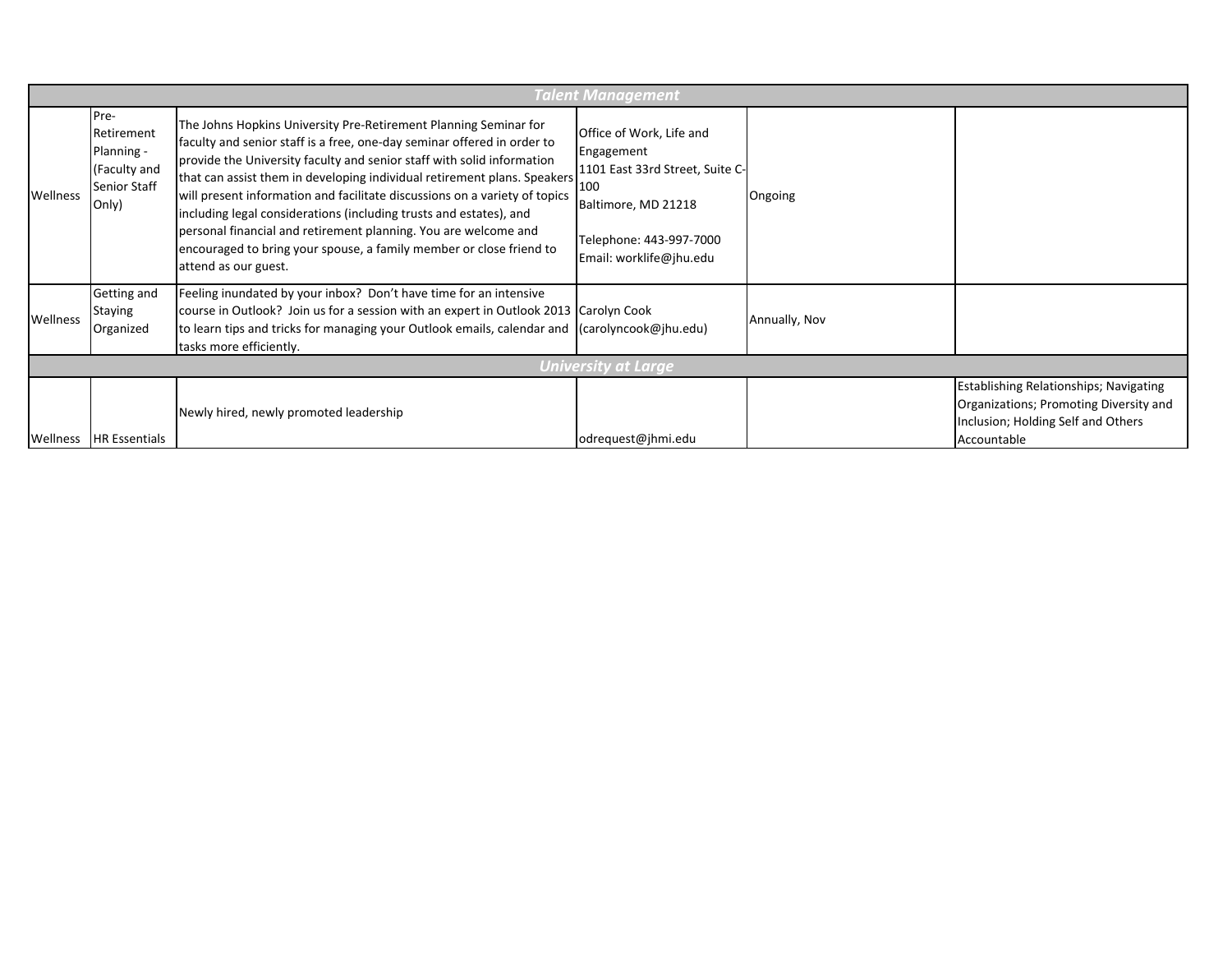| | | | | | |
|---|---|---|---|---|---|
| ***Talent Management*** | | | | | |
| Wellness | Pre-Retirement Planning - (Faculty and Senior Staff Only) | The Johns Hopkins University Pre-Retirement Planning Seminar for faculty and senior staff is a free, one-day seminar offered in order to provide the University faculty and senior staff with solid information that can assist them in developing individual retirement plans. Speakers will present information and facilitate discussions on a variety of topics including legal considerations (including trusts and estates), and personal financial and retirement planning. You are welcome and encouraged to bring your spouse, a family member or close friend to attend as our guest. | Office of Work, Life and Engagement<br>1101 East 33rd Street, Suite C-100<br>Baltimore, MD 21218<br><br>Telephone: 443-997-7000<br>Email: worklife@jhu.edu | Ongoing | |
| Wellness | Getting and Staying Organized | Feeling inundated by your inbox? Don't have time for an intensive course in Outlook? Join us for a session with an expert in Outlook 2013 to learn tips and tricks for managing your Outlook emails, calendar and tasks more efficiently. | Carolyn Cook (carolyncook@jhu.edu) | Annually, Nov | |
| ***University at Large*** | | | | | |
| Wellness | HR Essentials | Newly hired, newly promoted leadership | odrequest@jhmi.edu | | Establishing Relationships; Navigating Organizations; Promoting Diversity and Inclusion; Holding Self and Others Accountable |